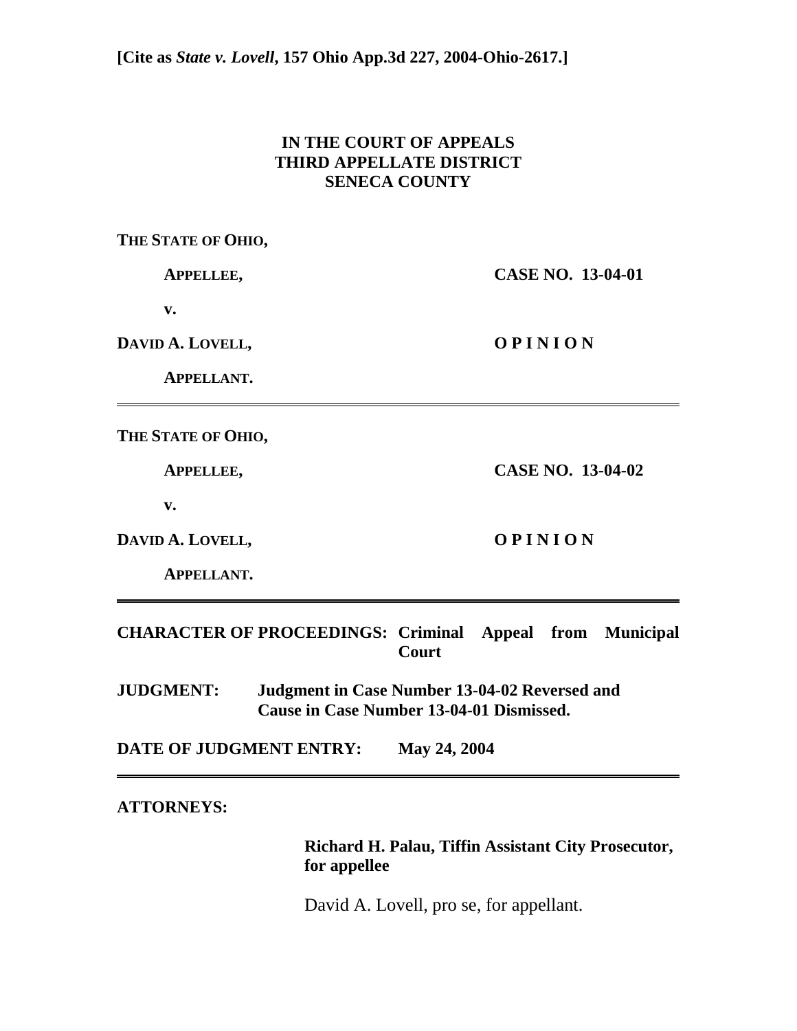**[Cite as *State v. Lovell*, 157 Ohio App.3d 227, 2004-Ohio-2617.]**

**IN THE COURT OF APPEALS**
**THIRD APPELLATE DISTRICT**
**SENECA COUNTY**

**THE STATE OF OHIO,**

**APPELLEE,** **CASE NO. 13-04-01**

**v.**

**DAVID A. LOVELL,** **O P I N I O N**

**APPELLANT.**

---

**THE STATE OF OHIO,**

**APPELLEE,** **CASE NO. 13-04-02**

**v.**

**DAVID A. LOVELL,** **O P I N I O N**

**APPELLANT.**

---

**CHARACTER OF PROCEEDINGS: Criminal Appeal from Municipal Court**

**JUDGMENT: Judgment in Case Number 13-04-02 Reversed and Cause in Case Number 13-04-01 Dismissed.**

**DATE OF JUDGMENT ENTRY: May 24, 2004**

---

**ATTORNEYS:**

**Richard H. Palau, Tiffin Assistant City Prosecutor, for appellee**

David A. Lovell, pro se, for appellant.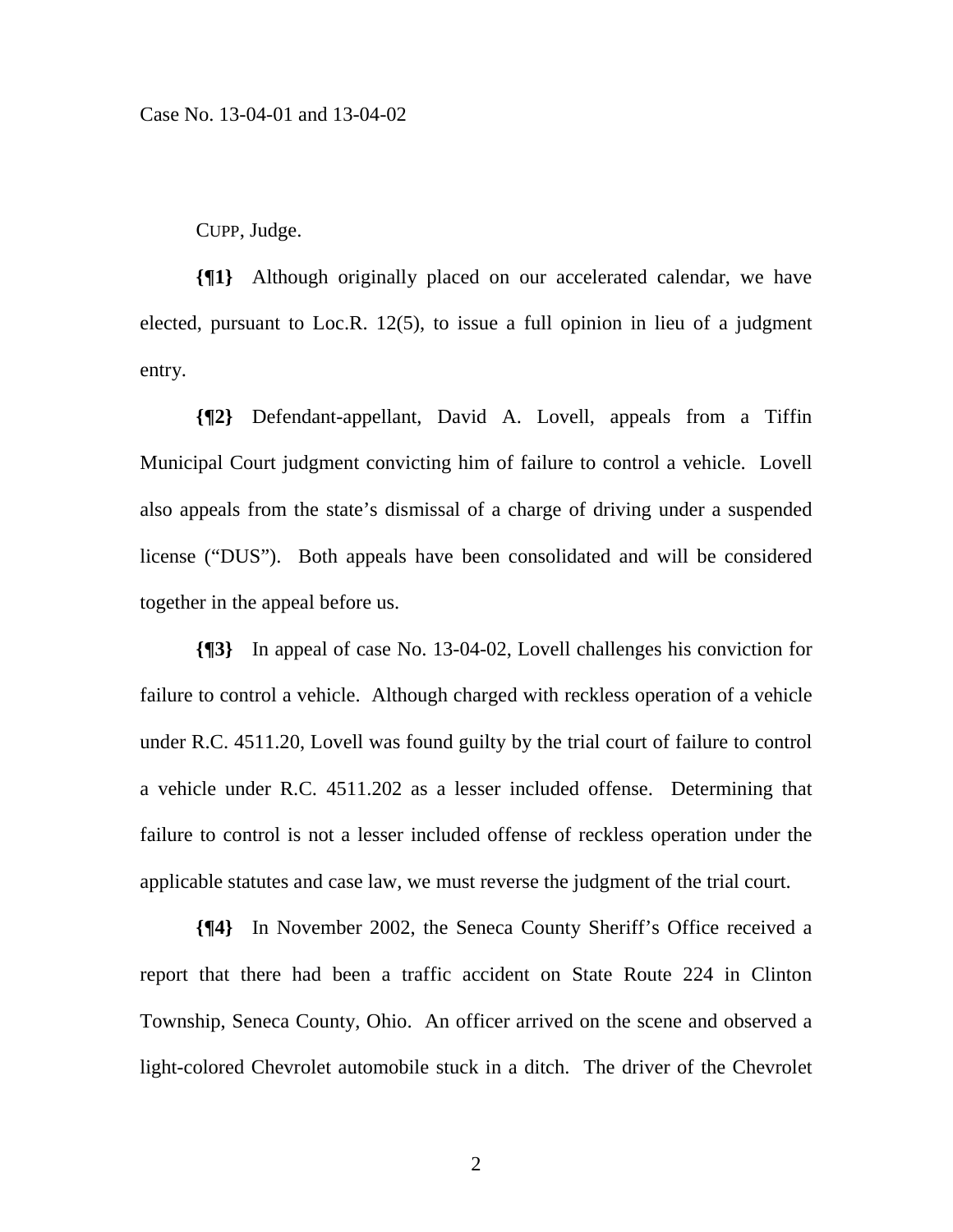Case No. 13-04-01 and 13-04-02

CUPP, Judge.

**{¶1}** Although originally placed on our accelerated calendar, we have elected, pursuant to Loc.R. 12(5), to issue a full opinion in lieu of a judgment entry.

**{¶2}** Defendant-appellant, David A. Lovell, appeals from a Tiffin Municipal Court judgment convicting him of failure to control a vehicle. Lovell also appeals from the state's dismissal of a charge of driving under a suspended license ("DUS"). Both appeals have been consolidated and will be considered together in the appeal before us.

**{¶3}** In appeal of case No. 13-04-02, Lovell challenges his conviction for failure to control a vehicle. Although charged with reckless operation of a vehicle under R.C. 4511.20, Lovell was found guilty by the trial court of failure to control a vehicle under R.C. 4511.202 as a lesser included offense. Determining that failure to control is not a lesser included offense of reckless operation under the applicable statutes and case law, we must reverse the judgment of the trial court.

**{¶4}** In November 2002, the Seneca County Sheriff's Office received a report that there had been a traffic accident on State Route 224 in Clinton Township, Seneca County, Ohio. An officer arrived on the scene and observed a light-colored Chevrolet automobile stuck in a ditch. The driver of the Chevrolet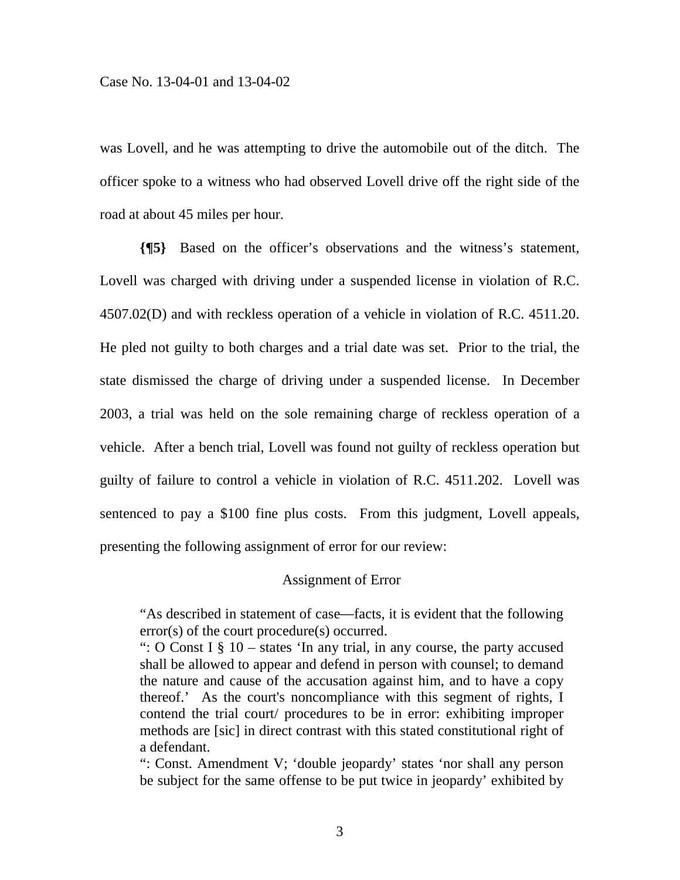was Lovell, and he was attempting to drive the automobile out of the ditch. The officer spoke to a witness who had observed Lovell drive off the right side of the road at about 45 miles per hour.

**{¶5}** Based on the officer's observations and the witness's statement, Lovell was charged with driving under a suspended license in violation of R.C. 4507.02(D) and with reckless operation of a vehicle in violation of R.C. 4511.20. He pled not guilty to both charges and a trial date was set. Prior to the trial, the state dismissed the charge of driving under a suspended license. In December 2003, a trial was held on the sole remaining charge of reckless operation of a vehicle. After a bench trial, Lovell was found not guilty of reckless operation but guilty of failure to control a vehicle in violation of R.C. 4511.202. Lovell was sentenced to pay a $100 fine plus costs. From this judgment, Lovell appeals, presenting the following assignment of error for our review:

Assignment of Error

> "As described in statement of case—facts, it is evident that the following error(s) of the court procedure(s) occurred.
>
> ": O Const I § 10 – states 'In any trial, in any course, the party accused shall be allowed to appear and defend in person with counsel; to demand the nature and cause of the accusation against him, and to have a copy thereof.' As the court's noncompliance with this segment of rights, I contend the trial court/ procedures to be in error: exhibiting improper methods are [sic] in direct contrast with this stated constitutional right of a defendant.
>
> ": Const. Amendment V; 'double jeopardy' states 'nor shall any person be subject for the same offense to be put twice in jeopardy' exhibited by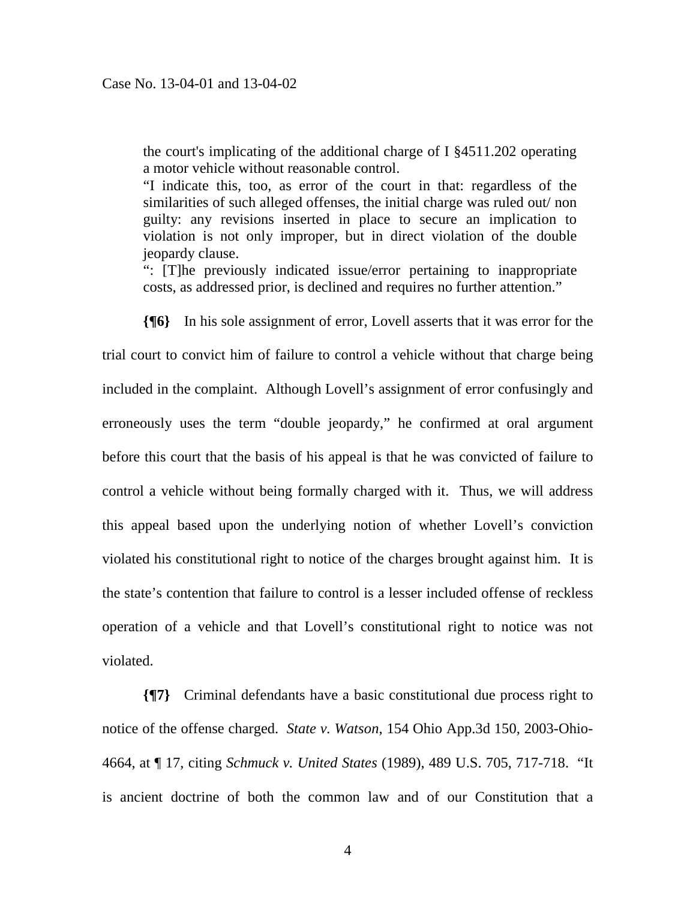> the court's implicating of the additional charge of I §4511.202 operating a motor vehicle without reasonable control.
>
> "I indicate this, too, as error of the court in that: regardless of the similarities of such alleged offenses, the initial charge was ruled out/ non guilty: any revisions inserted in place to secure an implication to violation is not only improper, but in direct violation of the double jeopardy clause.
>
> ": [T]he previously indicated issue/error pertaining to inappropriate costs, as addressed prior, is declined and requires no further attention."

**{¶6}** In his sole assignment of error, Lovell asserts that it was error for the trial court to convict him of failure to control a vehicle without that charge being included in the complaint. Although Lovell's assignment of error confusingly and erroneously uses the term "double jeopardy," he confirmed at oral argument before this court that the basis of his appeal is that he was convicted of failure to control a vehicle without being formally charged with it. Thus, we will address this appeal based upon the underlying notion of whether Lovell's conviction violated his constitutional right to notice of the charges brought against him. It is the state's contention that failure to control is a lesser included offense of reckless operation of a vehicle and that Lovell's constitutional right to notice was not violated.

**{¶7}** Criminal defendants have a basic constitutional due process right to notice of the offense charged. *State v. Watson*, 154 Ohio App.3d 150, 2003-Ohio-4664, at ¶ 17, citing *Schmuck v. United States* (1989), 489 U.S. 705, 717-718. "It is ancient doctrine of both the common law and of our Constitution that a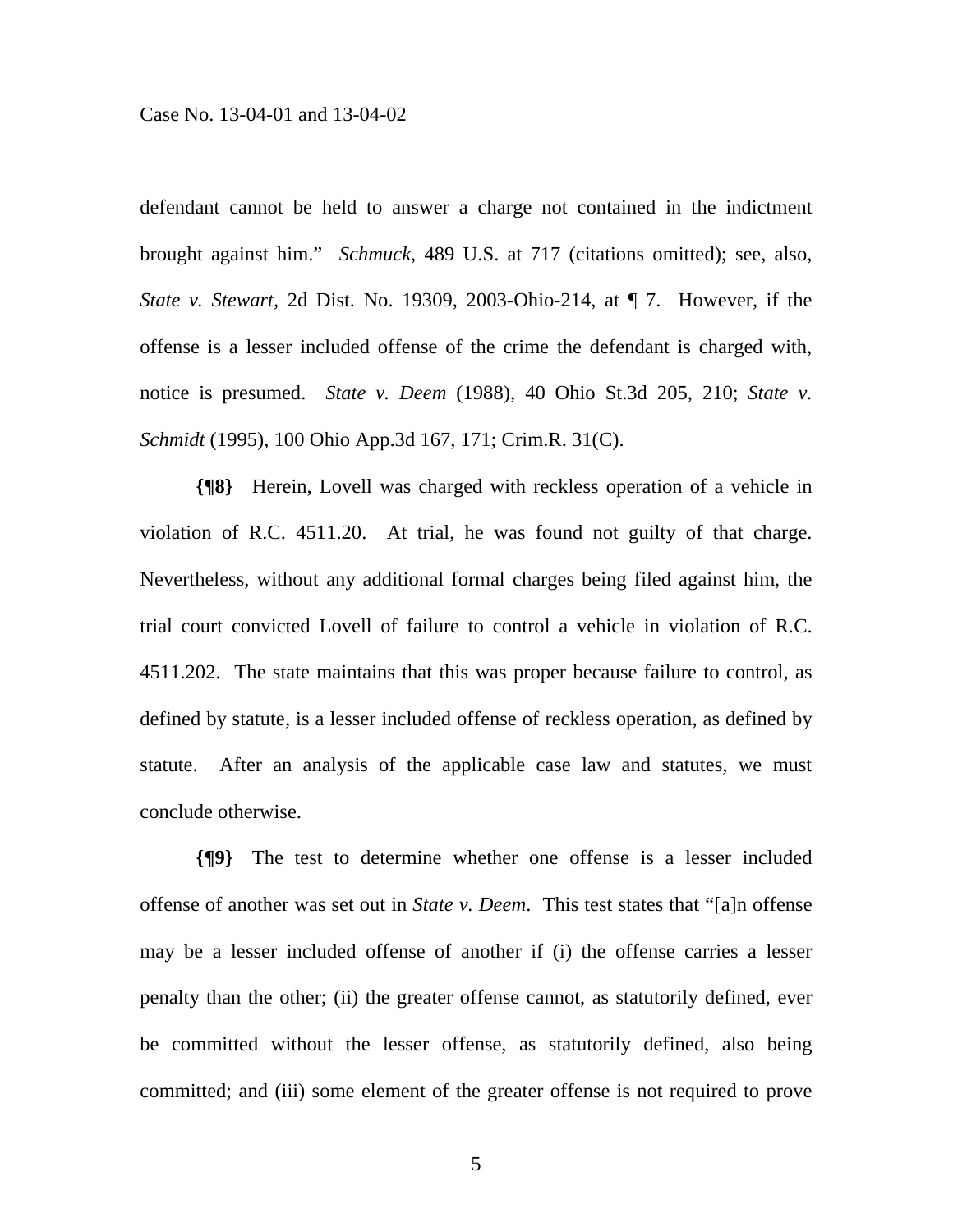defendant cannot be held to answer a charge not contained in the indictment brought against him." *Schmuck*, 489 U.S. at 717 (citations omitted); see, also, *State v. Stewart*, 2d Dist. No. 19309, 2003-Ohio-214, at ¶ 7. However, if the offense is a lesser included offense of the crime the defendant is charged with, notice is presumed. *State v. Deem* (1988), 40 Ohio St.3d 205, 210; *State v. Schmidt* (1995), 100 Ohio App.3d 167, 171; Crim.R. 31(C).

**{¶8}** Herein, Lovell was charged with reckless operation of a vehicle in violation of R.C. 4511.20. At trial, he was found not guilty of that charge. Nevertheless, without any additional formal charges being filed against him, the trial court convicted Lovell of failure to control a vehicle in violation of R.C. 4511.202. The state maintains that this was proper because failure to control, as defined by statute, is a lesser included offense of reckless operation, as defined by statute. After an analysis of the applicable case law and statutes, we must conclude otherwise.

**{¶9}** The test to determine whether one offense is a lesser included offense of another was set out in *State v. Deem*. This test states that "[a]n offense may be a lesser included offense of another if (i) the offense carries a lesser penalty than the other; (ii) the greater offense cannot, as statutorily defined, ever be committed without the lesser offense, as statutorily defined, also being committed; and (iii) some element of the greater offense is not required to prove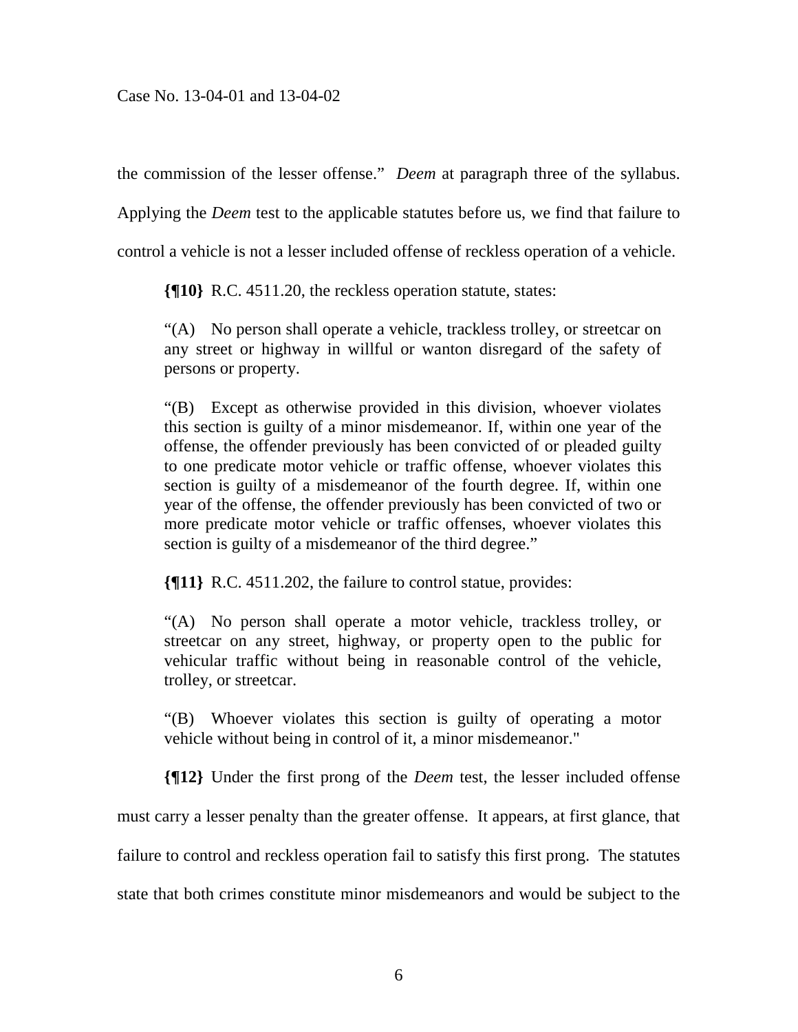the commission of the lesser offense." *Deem* at paragraph three of the syllabus. Applying the *Deem* test to the applicable statutes before us, we find that failure to control a vehicle is not a lesser included offense of reckless operation of a vehicle.

**{¶10}** R.C. 4511.20, the reckless operation statute, states:

> "(A) No person shall operate a vehicle, trackless trolley, or streetcar on any street or highway in willful or wanton disregard of the safety of persons or property.
>
> "(B) Except as otherwise provided in this division, whoever violates this section is guilty of a minor misdemeanor. If, within one year of the offense, the offender previously has been convicted of or pleaded guilty to one predicate motor vehicle or traffic offense, whoever violates this section is guilty of a misdemeanor of the fourth degree. If, within one year of the offense, the offender previously has been convicted of two or more predicate motor vehicle or traffic offenses, whoever violates this section is guilty of a misdemeanor of the third degree."

**{¶11}** R.C. 4511.202, the failure to control statue, provides:

> "(A) No person shall operate a motor vehicle, trackless trolley, or streetcar on any street, highway, or property open to the public for vehicular traffic without being in reasonable control of the vehicle, trolley, or streetcar.
>
> "(B) Whoever violates this section is guilty of operating a motor vehicle without being in control of it, a minor misdemeanor."

**{¶12}** Under the first prong of the *Deem* test, the lesser included offense must carry a lesser penalty than the greater offense. It appears, at first glance, that failure to control and reckless operation fail to satisfy this first prong. The statutes state that both crimes constitute minor misdemeanors and would be subject to the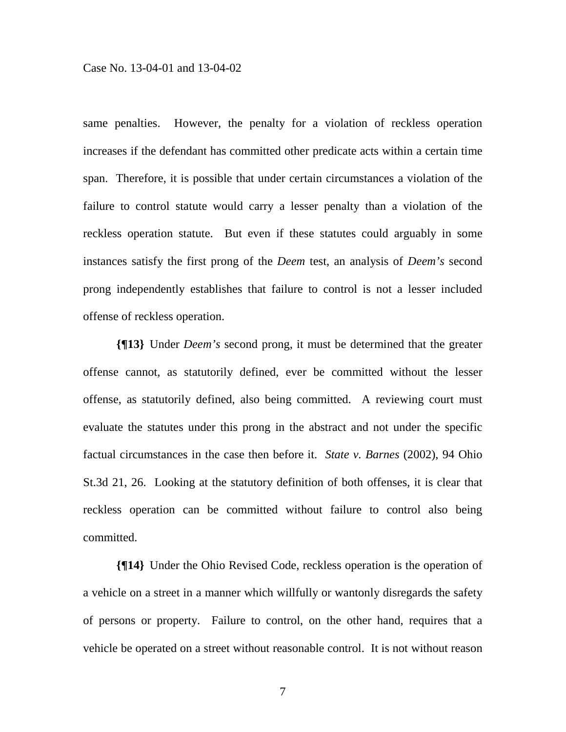same penalties. However, the penalty for a violation of reckless operation increases if the defendant has committed other predicate acts within a certain time span. Therefore, it is possible that under certain circumstances a violation of the failure to control statute would carry a lesser penalty than a violation of the reckless operation statute. But even if these statutes could arguably in some instances satisfy the first prong of the *Deem* test, an analysis of *Deem's* second prong independently establishes that failure to control is not a lesser included offense of reckless operation.

**{¶13}** Under *Deem's* second prong, it must be determined that the greater offense cannot, as statutorily defined, ever be committed without the lesser offense, as statutorily defined, also being committed. A reviewing court must evaluate the statutes under this prong in the abstract and not under the specific factual circumstances in the case then before it. *State v. Barnes* (2002), 94 Ohio St.3d 21, 26. Looking at the statutory definition of both offenses, it is clear that reckless operation can be committed without failure to control also being committed.

**{¶14}** Under the Ohio Revised Code, reckless operation is the operation of a vehicle on a street in a manner which willfully or wantonly disregards the safety of persons or property. Failure to control, on the other hand, requires that a vehicle be operated on a street without reasonable control. It is not without reason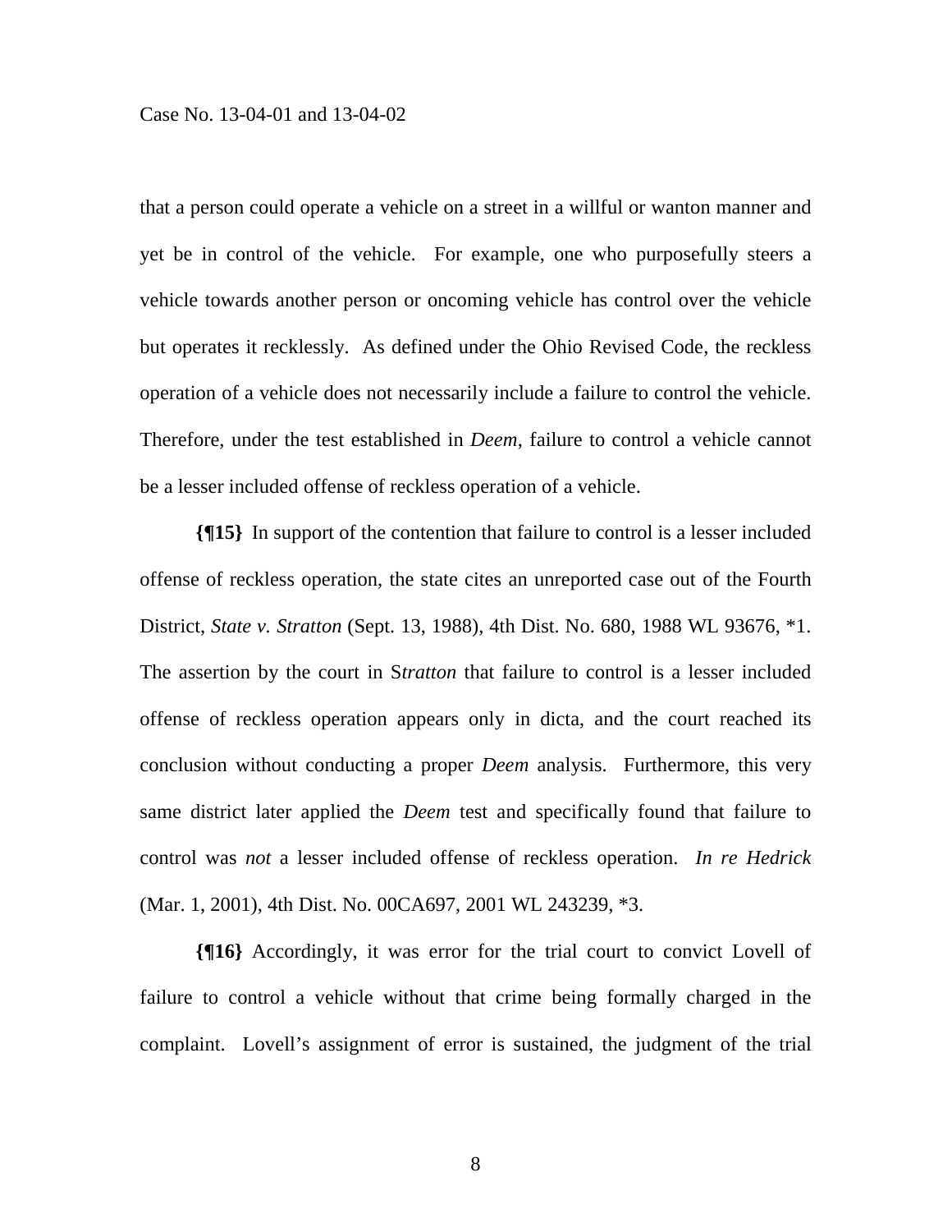that a person could operate a vehicle on a street in a willful or wanton manner and yet be in control of the vehicle. For example, one who purposefully steers a vehicle towards another person or oncoming vehicle has control over the vehicle but operates it recklessly. As defined under the Ohio Revised Code, the reckless operation of a vehicle does not necessarily include a failure to control the vehicle. Therefore, under the test established in *Deem*, failure to control a vehicle cannot be a lesser included offense of reckless operation of a vehicle.

**{¶15}** In support of the contention that failure to control is a lesser included offense of reckless operation, the state cites an unreported case out of the Fourth District, *State v. Stratton* (Sept. 13, 1988), 4th Dist. No. 680, 1988 WL 93676, *1. The assertion by the court in S*tratton* that failure to control is a lesser included offense of reckless operation appears only in dicta, and the court reached its conclusion without conducting a proper *Deem* analysis. Furthermore, this very same district later applied the *Deem* test and specifically found that failure to control was *not* a lesser included offense of reckless operation. *In re Hedrick* (Mar. 1, 2001), 4th Dist. No. 00CA697, 2001 WL 243239, *3.

**{¶16}** Accordingly, it was error for the trial court to convict Lovell of failure to control a vehicle without that crime being formally charged in the complaint. Lovell's assignment of error is sustained, the judgment of the trial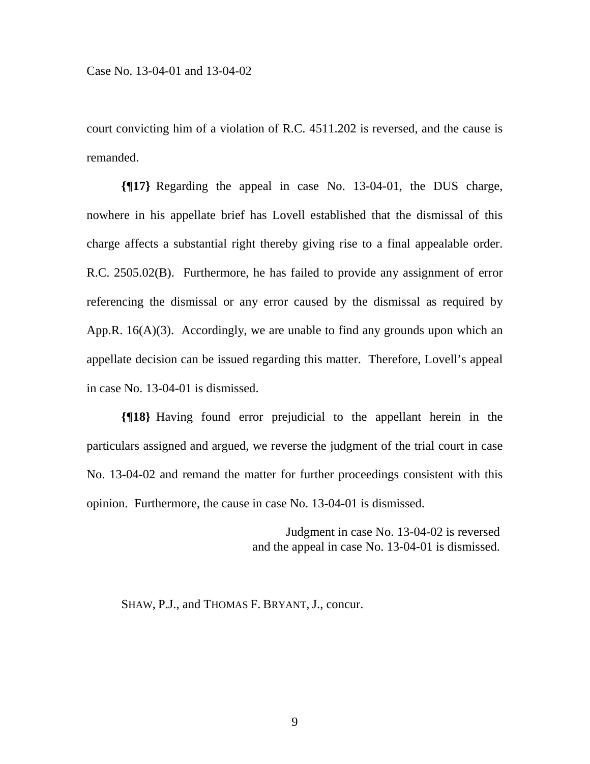court convicting him of a violation of R.C. 4511.202 is reversed, and the cause is remanded.

**{¶17}** Regarding the appeal in case No. 13-04-01, the DUS charge, nowhere in his appellate brief has Lovell established that the dismissal of this charge affects a substantial right thereby giving rise to a final appealable order. R.C. 2505.02(B). Furthermore, he has failed to provide any assignment of error referencing the dismissal or any error caused by the dismissal as required by App.R. 16(A)(3). Accordingly, we are unable to find any grounds upon which an appellate decision can be issued regarding this matter. Therefore, Lovell's appeal in case No. 13-04-01 is dismissed.

**{¶18}** Having found error prejudicial to the appellant herein in the particulars assigned and argued, we reverse the judgment of the trial court in case No. 13-04-02 and remand the matter for further proceedings consistent with this opinion. Furthermore, the cause in case No. 13-04-01 is dismissed.

Judgment in case No. 13-04-02 is reversed and the appeal in case No. 13-04-01 is dismissed.

SHAW, P.J., and THOMAS F. BRYANT, J., concur.